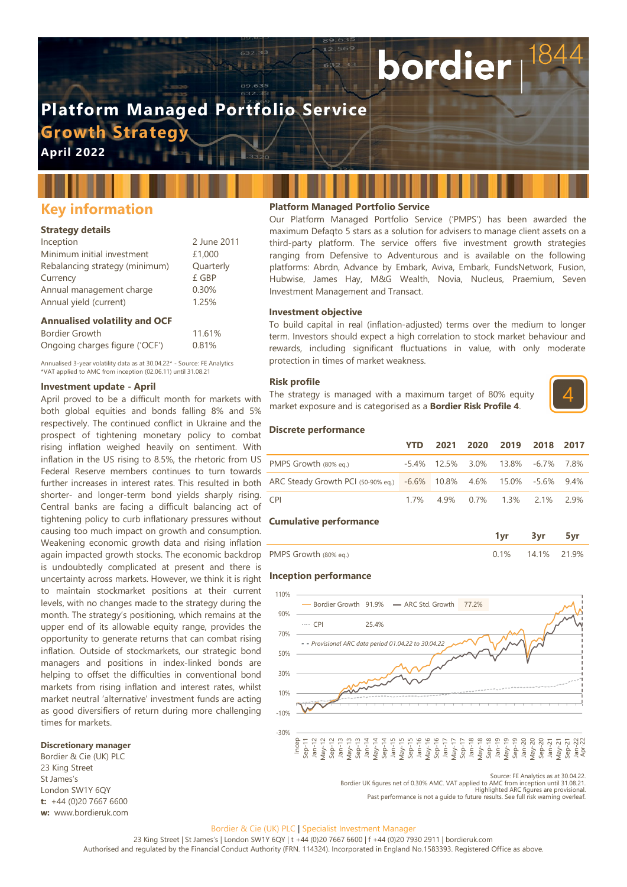# Platform Managed Portfolio Service

## Growth Strategy

**April 2022**

## Key information

### Strategy details

| | |
|---|---|
| Inception | 2 June 2011 |
| Minimum initial investment | £1,000 |
| Rebalancing strategy (minimum) | Quarterly |
| Currency | £ GBP |
| Annual management charge | 0.30% |
| Annual yield (current) | 1.25% |

### Annualised volatility and OCF

| | |
|---|---|
| Bordier Growth | 11.61% |
| Ongoing charges figure ('OCF') | 0.81% |

Annualised 3-year volatility data as at 30.04.22* - Source: FE Analytics
*VAT applied to AMC from inception (02.06.11) until 31.08.21

### Investment update - April

April proved to be a difficult month for markets with both global equities and bonds falling 8% and 5% respectively. The continued conflict in Ukraine and the prospect of tightening monetary policy to combat rising inflation weighed heavily on sentiment. With inflation in the US rising to 8.5%, the rhetoric from US Federal Reserve members continues to turn towards further increases in interest rates. This resulted in both shorter- and longer-term bond yields sharply rising. Central banks are facing a difficult balancing act of tightening policy to curb inflationary pressures without causing too much impact on growth and consumption. Weakening economic growth data and rising inflation again impacted growth stocks. The economic backdrop is undoubtedly complicated at present and there is uncertainty across markets. However, we think it is right to maintain stockmarket positions at their current levels, with no changes made to the strategy during the month. The strategy's positioning, which remains at the upper end of its allowable equity range, provides the opportunity to generate returns that can combat rising inflation. Outside of stockmarkets, our strategic bond managers and positions in index-linked bonds are helping to offset the difficulties in conventional bond markets from rising inflation and interest rates, whilst market neutral 'alternative' investment funds are acting as good diversifiers of return during more challenging times for markets.

### Discretionary manager

Bordier & Cie (UK) PLC
23 King Street
St James's
London SW1Y 6QY
**t:** +44 (0)20 7667 6600
**w:** www.bordieruk.com

### Platform Managed Portfolio Service

Our Platform Managed Portfolio Service ('PMPS') has been awarded the maximum Defaqto 5 stars as a solution for advisers to manage client assets on a third-party platform. The service offers five investment growth strategies ranging from Defensive to Adventurous and is available on the following platforms: Abrdn, Advance by Embark, Aviva, Embark, FundsNetwork, Fusion, Hubwise, James Hay, M&G Wealth, Novia, Nucleus, Praemium, Seven Investment Management and Transact.

### Investment objective

To build capital in real (inflation-adjusted) terms over the medium to longer term. Investors should expect a high correlation to stock market behaviour and rewards, including significant fluctuations in value, with only moderate protection in times of market weakness.

### Risk profile

The strategy is managed with a maximum target of 80% equity market exposure and is categorised as a **Bordier Risk Profile 4**.

4

### Discrete performance

| | YTD | 2021 | 2020 | 2019 | 2018 | 2017 |
|---|---|---|---|---|---|---|
| PMPS Growth (80% eq.) | -5.4% | 12.5% | 3.0% | 13.8% | -6.7% | 7.8% |
| ARC Steady Growth PCI (50-90% eq.) | -6.6% | 10.8% | 4.6% | 15.0% | -5.6% | 9.4% |
| CPI | 1.7% | 4.9% | 0.7% | 1.3% | 2.1% | 2.9% |

### Cumulative performance

| | 1yr | 3yr | 5yr |
|---|---|---|---|
| PMPS Growth (80% eq.) | 0.1% | 14.1% | 21.9% |

### Inception performance

Bordier Growth 91.9% — ARC Std. Growth 77.2% — CPI 25.4%
- - Provisional ARC data period 01.04.22 to 30.04.22

Source: FE Analytics as at 30.04.22.
Bordier UK figures net of 0.30% AMC. VAT applied to AMC from inception until 31.08.21.
Highlighted ARC figures are provisional.
Past performance is not a guide to future results. See full risk warning overleaf.

Bordier & Cie (UK) PLC | Specialist Investment Manager
23 King Street | St James's | London SW1Y 6QY | t +44 (0)20 7667 6600 | f +44 (0)20 7930 2911 | bordieruk.com
Authorised and regulated by the Financial Conduct Authority (FRN. 114324). Incorporated in England No.1583393. Registered Office as above.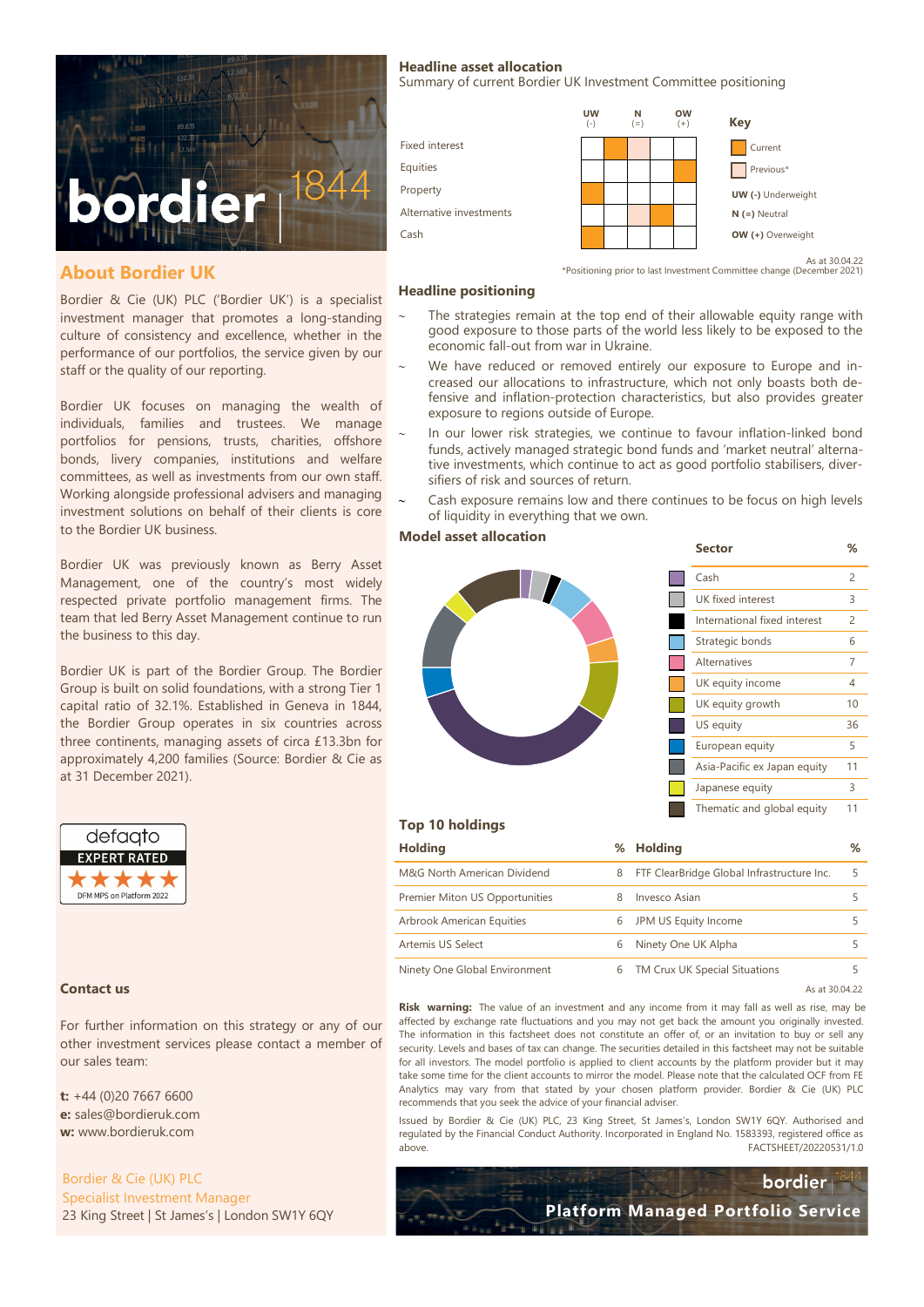## About Bordier UK

Bordier & Cie (UK) PLC ('Bordier UK') is a specialist investment manager that promotes a long-standing culture of consistency and excellence, whether in the performance of our portfolios, the service given by our staff or the quality of our reporting.

Bordier UK focuses on managing the wealth of individuals, families and trustees. We manage portfolios for pensions, trusts, charities, offshore bonds, livery companies, institutions and welfare committees, as well as investments from our own staff. Working alongside professional advisers and managing investment solutions on behalf of their clients is core to the Bordier UK business.

Bordier UK was previously known as Berry Asset Management, one of the country's most widely respected private portfolio management firms. The team that led Berry Asset Management continue to run the business to this day.

Bordier UK is part of the Bordier Group. The Bordier Group is built on solid foundations, with a strong Tier 1 capital ratio of 32.1%. Established in Geneva in 1844, the Bordier Group operates in six countries across three continents, managing assets of circa £13.3bn for approximately 4,200 families (Source: Bordier & Cie as at 31 December 2021).

defaqto EXPERT RATED ★★★★★ DFM MPS on Platform 2022

### Contact us

For further information on this strategy or any of our other investment services please contact a member of our sales team:

**t:** +44 (0)20 7667 6600
**e:** sales@bordieruk.com
**w:** www.bordieruk.com

Bordier & Cie (UK) PLC
Specialist Investment Manager
23 King Street | St James's | London SW1Y 6QY

### Headline asset allocation

Summary of current Bordier UK Investment Committee positioning

| | UW (-) | | N (=) | | OW (+) |
|---|---|---|---|---|---|
| Fixed interest | | Current | Previous* | | |
| Equities | | | | | Current |
| Property | Current | | | | |
| Alternative investments | | | Previous* | Current | |
| Cash | Current | | | | |

Key: Current; Previous*; UW (-) Underweight; N (=) Neutral; OW (+) Overweight

As at 30.04.22
*Positioning prior to last Investment Committee change (December 2021)

### Headline positioning

- The strategies remain at the top end of their allowable equity range with good exposure to those parts of the world less likely to be exposed to the economic fall-out from war in Ukraine.
- We have reduced or removed entirely our exposure to Europe and increased our allocations to infrastructure, which not only boasts both defensive and inflation-protection characteristics, but also provides greater exposure to regions outside of Europe.
- In our lower risk strategies, we continue to favour inflation-linked bond funds, actively managed strategic bond funds and 'market neutral' alternative investments, which continue to act as good portfolio stabilisers, diversifiers of risk and sources of return.
- Cash exposure remains low and there continues to be focus on high levels of liquidity in everything that we own.

### Model asset allocation

| Sector | % |
|---|---|
| Cash | 2 |
| UK fixed interest | 3 |
| International fixed interest | 2 |
| Strategic bonds | 6 |
| Alternatives | 7 |
| UK equity income | 4 |
| UK equity growth | 10 |
| US equity | 36 |
| European equity | 5 |
| Asia-Pacific ex Japan equity | 11 |
| Japanese equity | 3 |
| Thematic and global equity | 11 |

### Top 10 holdings

| Holding | % | Holding | % |
|---|---|---|---|
| M&G North American Dividend | 8 | FTF ClearBridge Global Infrastructure Inc. | 5 |
| Premier Miton US Opportunities | 8 | Invesco Asian | 5 |
| Arbrook American Equities | 6 | JPM US Equity Income | 5 |
| Artemis US Select | 6 | Ninety One UK Alpha | 5 |
| Ninety One Global Environment | 6 | TM Crux UK Special Situations | 5 |

As at 30.04.22

**Risk warning:** The value of an investment and any income from it may fall as well as rise, may be affected by exchange rate fluctuations and you may not get back the amount you originally invested. The information in this factsheet does not constitute an offer of, or an invitation to buy or sell any security. Levels and bases of tax can change. The securities detailed in this factsheet may not be suitable for all investors. The model portfolio is applied to client accounts by the platform provider but it may take some time for the client accounts to mirror the model. Please note that the calculated OCF from FE Analytics may vary from that stated by your chosen platform provider. Bordier & Cie (UK) PLC recommends that you seek the advice of your financial adviser.

Issued by Bordier & Cie (UK) PLC, 23 King Street, St James's, London SW1Y 6QY. Authorised and regulated by the Financial Conduct Authority. Incorporated in England No. 1583393, registered office as above. FACTSHEET/20220531/1.0

bordier 1844 Platform Managed Portfolio Service